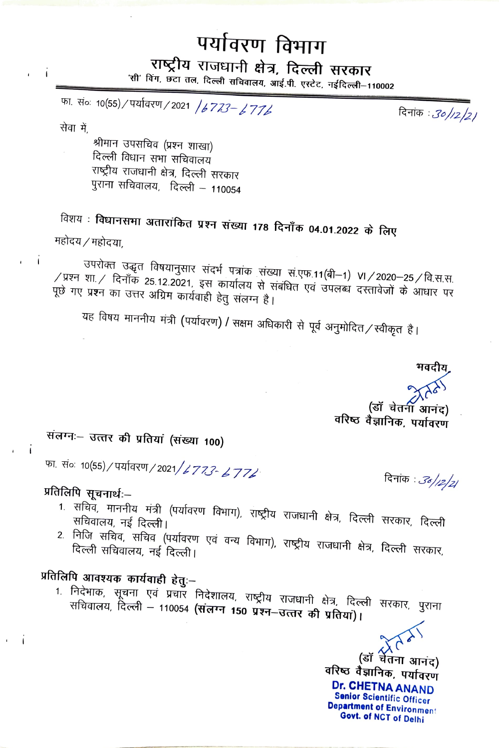# पर्यावरण विभाग

## राष्ट्रीय राजधानी क्षेत्र, दिल्ली सरकार

'सी' विंग, छटा तल, दिल्ली सचिवालय, आई.पी. एस्टेट, नईदिल्ली–110002

फा. सं० 10(55)/पर्यावरण/2021 /6773-6776

दिनांक : 30/12/21

सेवा में,

श्रीमान उपसचिव (प्रश्न शाखा)
दिल्ली विधान सभा सचिवालय
राष्ट्रीय राजधानी क्षेत्र, दिल्ली सरकार
पुराना सचिवालय, दिल्ली – 110054

विशय : **विधानसभा अतारांकित प्रश्न संख्या 178 दिनाँक 04.01.2022 के लिए**

महोदय/महोदया,

उपरोक्त उद्धृत विषयानुसार संदर्भ पत्रांक संख्या सं.एफ.11(बी–1) VI/2020–25/वि.स.स./प्रश्न शा./ दिनॉक 25.12.2021, इस कार्यालय से संबंधित एवं उपलब्ध दस्तावेजों के आधार पर पूछे गए प्रश्न का उत्तर अग्रिम कार्यवाही हेतु संलग्न है।

यह विषय माननीय मंत्री (पर्यावरण) / सक्षम अधिकारी से पूर्व अनुमोदित/स्वीकृत है।

**भवदीय**

(डॉ चेतना आनंद)
**वरिष्ठ वैज्ञानिक, पर्यावरण**

**संलग्नः– उत्तर की प्रतियां (संख्या 100)**

फा. सं० 10(55)/पर्यावरण/2021/6773-6776

दिनांक : 30/12/21

**प्रतिलिपि सूचनार्थ:–**

1. सचिव, माननीय मंत्री (पर्यावरण विभाग), राष्ट्रीय राजधानी क्षेत्र, दिल्ली सरकार, दिल्ली सचिवालय, नई दिल्ली।
2. निजि सचिव, सचिव (पर्यावरण एवं वन्य विभाग), राष्ट्रीय राजधानी क्षेत्र, दिल्ली सरकार, दिल्ली सचिवालय, नई दिल्ली।

**प्रतिलिपि आवश्यक कार्यवाही हेतु:–**

1. निदेभाक, सूचना एवं प्रचार निदेशालय, राष्ट्रीय राजधानी क्षेत्र, दिल्ली सरकार, पुराना सचिवालय, दिल्ली – 110054 **(संलग्न 150 प्रश्न–उत्तर की प्रतियां)।**

(डॉ चेतना आनंद)
**वरिष्ठ वैज्ञानिक, पर्यावरण**

**Dr. CHETNA ANAND**
**Senior Scientific Officer**
**Department of Environment**
**Govt. of NCT of Delhi**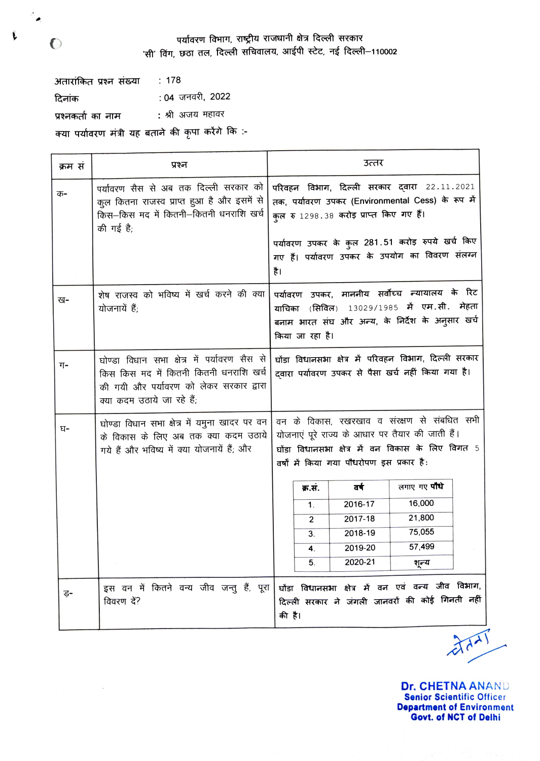पर्यावरण विभाग, राष्ट्रीय राजधानी क्षेत्र दिल्ली सरकार
'सी' विंग, छठा तल, दिल्ली सचिवालय, आईपी स्टेट, नई दिल्ली–110002

अतारांकित प्रश्न संख्या : 178

दिनांक : 04 जनवरी, 2022

प्रश्नकर्ता का नाम : श्री अजय महावर

क्या पर्यावरण मंत्री यह बताने की कृपा करेंगे कि :-

| क्रम सं | प्रश्न | उत्तर |
|---|---|---|
| क- | पर्यावरण सैस से अब तक दिल्ली सरकार को कुल कितना राजस्व प्राप्त हुआ है और इसमें से किस–किस मद में कितनी–कितनी धनराशि खर्च की गई है; | परिवहन विभाग, दिल्ली सरकार द्वारा 22.11.2021 तक, पर्यावरण उपकर (Environmental Cess) के रूप में कुल रु 1298.38 करोड़ प्राप्त किए गए हैं।<br><br>पर्यावरण उपकर के कुल 281.51 करोड़ रुपये खर्च किए गए हैं। पर्यावरण उपकर के उपयोग का विवरण संलग्न है। |
| ख- | शेष राजस्व को भविष्य में खर्च करने की क्या योजनायें हैं; | पर्यावरण उपकर, माननीय सर्वोच्च न्यायालय के रिट याचिका (सिविल) 13029/1985 में एम.सी. मेहता बनाम भारत संघ और अन्य, के निर्देश के अनुसार खर्च किया जा रहा है। |
| ग- | घोण्डा विधान सभा क्षेत्र में पर्यावरण सैस से किस किस मद में कितनी कितनी धनराशि खर्च की गयी और पर्यावरण को लेकर सरकार द्वारा क्या कदम उठाये जा रहे हैं; | घोंडा विधानसभा क्षेत्र में परिवहन विभाग, दिल्ली सरकार द्वारा पर्यावरण उपकर से पैसा खर्च नहीं किया गया है। |
| घ- | घोण्डा विधान सभा क्षेत्र में यमुना खादर पर वन के विकास के लिए अब तक क्या कदम उठाये गये हैं और भविष्य में क्या योजनायें हैं; और | वन के विकास, रखरखाव व संरक्षण से संबंधित सभी योजनाएं पूरे राज्य के आधार पर तैयार की जाती हैं।<br>घोंडा विधानसभा क्षेत्र में वन विकास के लिए विगत 5 वर्षों में किया गया पौधरोपण इस प्रकार है:<br><br>क्र.सं. / वर्ष / लगाए गए पौधे<br>1. / 2016-17 / 16,000<br>2 / 2017-18 / 21,800<br>3. / 2018-19 / 75,055<br>4. / 2019-20 / 57,499<br>5. / 2020-21 / शून्य |
| ङ- | इस वन में कितने वन्य जीव जन्तु हैं, पूरा विवरण दें? | घोंडा विधानसभा क्षेत्र में वन एवं वन्य जीव विभाग, दिल्ली सरकार ने जंगली जानवरों की कोई गिनती नहीं की है। |

चेतना

**Dr. CHETNA ANAND**
**Senior Scientific Officer**
**Department of Environment**
**Govt. of NCT of Delhi**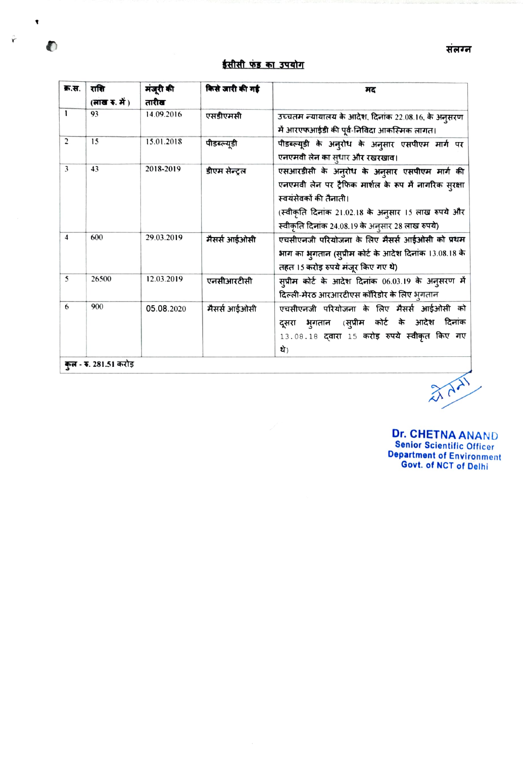संलग्न

## ईसीसी फंड का उपयोग

| क्र.स. | राशि (लाख रु. में ) | मंज़ूरी की तारीख | किसे जारी की गई | मद |
|---|---|---|---|---|
| 1 | 93 | 14.09.2016 | एसडीएमसी | उच्चतम न्यायालय के आदेश, दिनांक 22.08.16, के अनुसरण में आरएफआईडी की पूर्व-निविदा आकस्मिक लागत। |
| 2 | 15 | 15.01.2018 | पीडब्ल्यूडी | पीडब्ल्यूडी के अनुरोध के अनुसार एसपीएम मार्ग पर एनएमवी लेन का सुधार और रखरखाव। |
| 3 | 43 | 2018-2019 | डीएम सेन्ट्रल | एसआरडीसी के अनुरोध के अनुसार एसपीएम मार्ग की एनएमवी लेन पर ट्रैफिक मार्शल के रूप में नागरिक सुरक्षा स्वयंसेवकों की तैनाती। (स्वीकृति दिनांक 21.02.18 के अनुसार 15 लाख रुपये और स्वीकृति दिनांक 24.08.19 के अनुसार 28 लाख रुपये) |
| 4 | 600 | 29.03.2019 | मैसर्स आईओसी | एचसीएनजी परियोजना के लिए मैसर्स आईओसी को प्रथम भाग का भुगतान (सुप्रीम कोर्ट के आदेश दिनांक 13.08.18 के तहत 15 करोड़ रुपये मंज़ूर किए गए थे) |
| 5 | 26500 | 12.03.2019 | एनसीआरटीसी | सुप्रीम कोर्ट के आदेश दिनांक 06.03.19 के अनुसरण में दिल्ली-मेरठ आरआरटीएस कॉरिडोर के लिए भुगतान |
| 6 | 900 | 05.08.2020 | मैसर्स आईओसी | एचसीएनजी परियोजना के लिए मैसर्स आईओसी को दूसरा भुगतान (सुप्रीम कोर्ट के आदेश दिनांक 13.08.18 द्वारा 15 करोड़ रुपये स्वीकृत किए गए थे) |
| **कुल - रु. 281.51 करोड़** | | | | |

चेतना

**Dr. CHETNA ANAND**
**Senior Scientific Officer**
**Department of Environment**
**Govt. of NCT of Delhi**